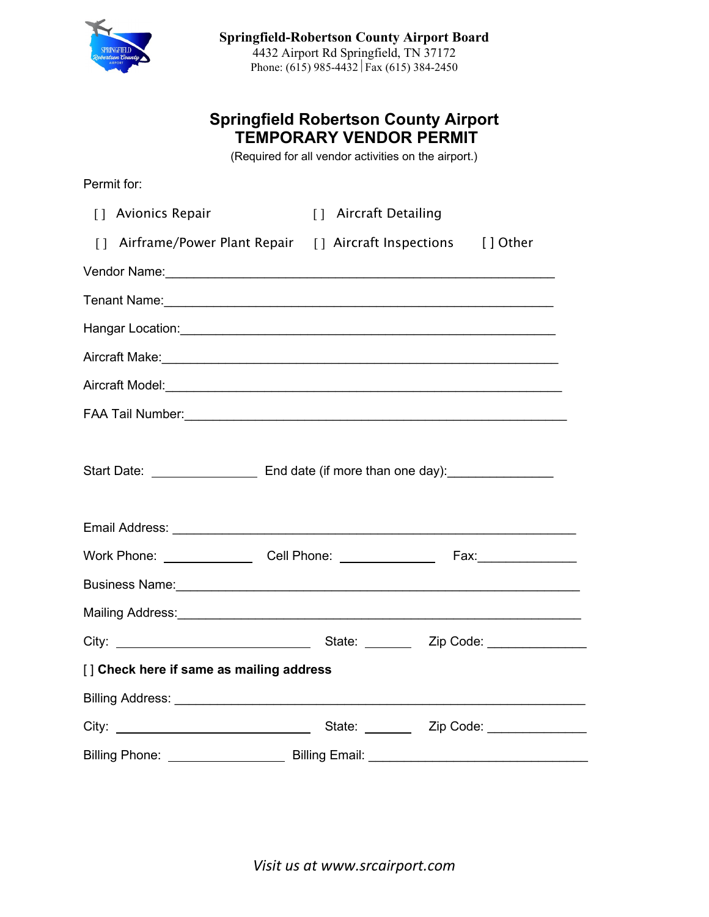**Springfield-Robertson County Airport Board**
4432 Airport Rd Springfield, TN 37172
Phone: (615) 985-4432 | Fax (615) 384-2450

# Springfield Robertson County Airport
# TEMPORARY VENDOR PERMIT

(Required for all vendor activities on the airport.)

Permit for:

[ ] Avionics Repair [ ] Aircraft Detailing

[ ] Airframe/Power Plant Repair [ ] Aircraft Inspections [ ] Other

Vendor Name:_______________________________________________________

Tenant Name:_______________________________________________________

Hangar Location:____________________________________________________

Aircraft Make:______________________________________________________

Aircraft Model:_____________________________________________________

FAA Tail Number:____________________________________________________

Start Date: _______________ End date (if more than one day):_______________

Email Address: _____________________________________________________

Work Phone: _____________ Cell Phone: _____________ Fax:_____________

Business Name:______________________________________________________

Mailing Address:_____________________________________________________

City: ____________________________ State: _______ Zip Code: ______________

[ ] **Check here if same as mailing address**

Billing Address: _____________________________________________________

City: ____________________________ State: _______ Zip Code: ______________

Billing Phone: ________________ Billing Email: ______________________________

*Visit us at www.srcairport.com*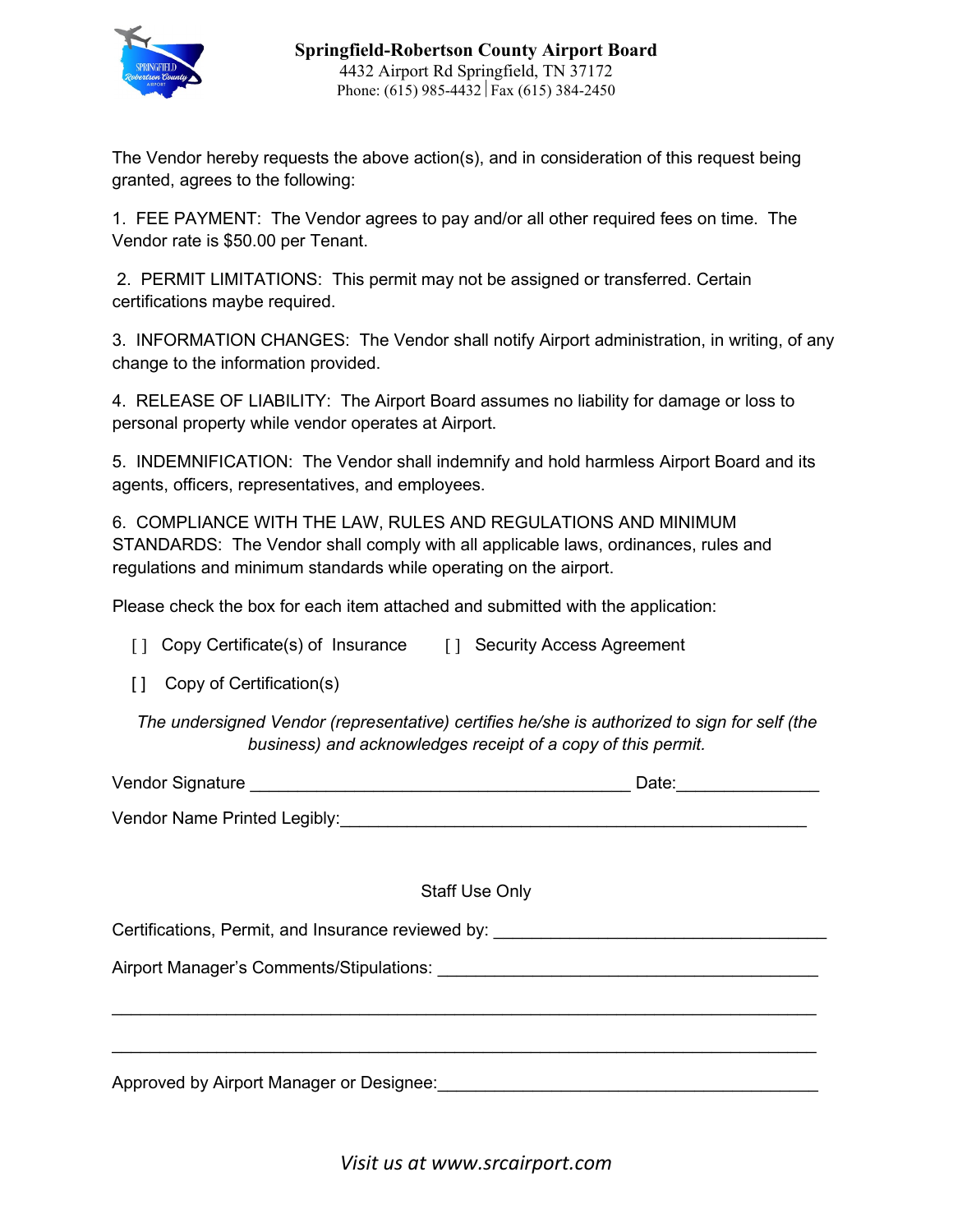**Springfield-Robertson County Airport Board**
4432 Airport Rd Springfield, TN 37172
Phone: (615) 985-4432 | Fax (615) 384-2450

The Vendor hereby requests the above action(s), and in consideration of this request being granted, agrees to the following:

1. FEE PAYMENT: The Vendor agrees to pay and/or all other required fees on time. The Vendor rate is $50.00 per Tenant.

2. PERMIT LIMITATIONS: This permit may not be assigned or transferred. Certain certifications maybe required.

3. INFORMATION CHANGES: The Vendor shall notify Airport administration, in writing, of any change to the information provided.

4. RELEASE OF LIABILITY: The Airport Board assumes no liability for damage or loss to personal property while vendor operates at Airport.

5. INDEMNIFICATION: The Vendor shall indemnify and hold harmless Airport Board and its agents, officers, representatives, and employees.

6. COMPLIANCE WITH THE LAW, RULES AND REGULATIONS AND MINIMUM STANDARDS: The Vendor shall comply with all applicable laws, ordinances, rules and regulations and minimum standards while operating on the airport.

Please check the box for each item attached and submitted with the application:

[ ] Copy Certificate(s) of Insurance  [ ] Security Access Agreement

[ ] Copy of Certification(s)

*The undersigned Vendor (representative) certifies he/she is authorized to sign for self (the business) and acknowledges receipt of a copy of this permit.*

Vendor Signature ________________________________________ Date:_______________

Vendor Name Printed Legibly:__________________________________________________

Staff Use Only

Certifications, Permit, and Insurance reviewed by: ___________________________________

Airport Manager's Comments/Stipulations: ________________________________________

_____________________________________________________________________________

_____________________________________________________________________________

Approved by Airport Manager or Designee:________________________________________

*Visit us at www.srcairport.com*